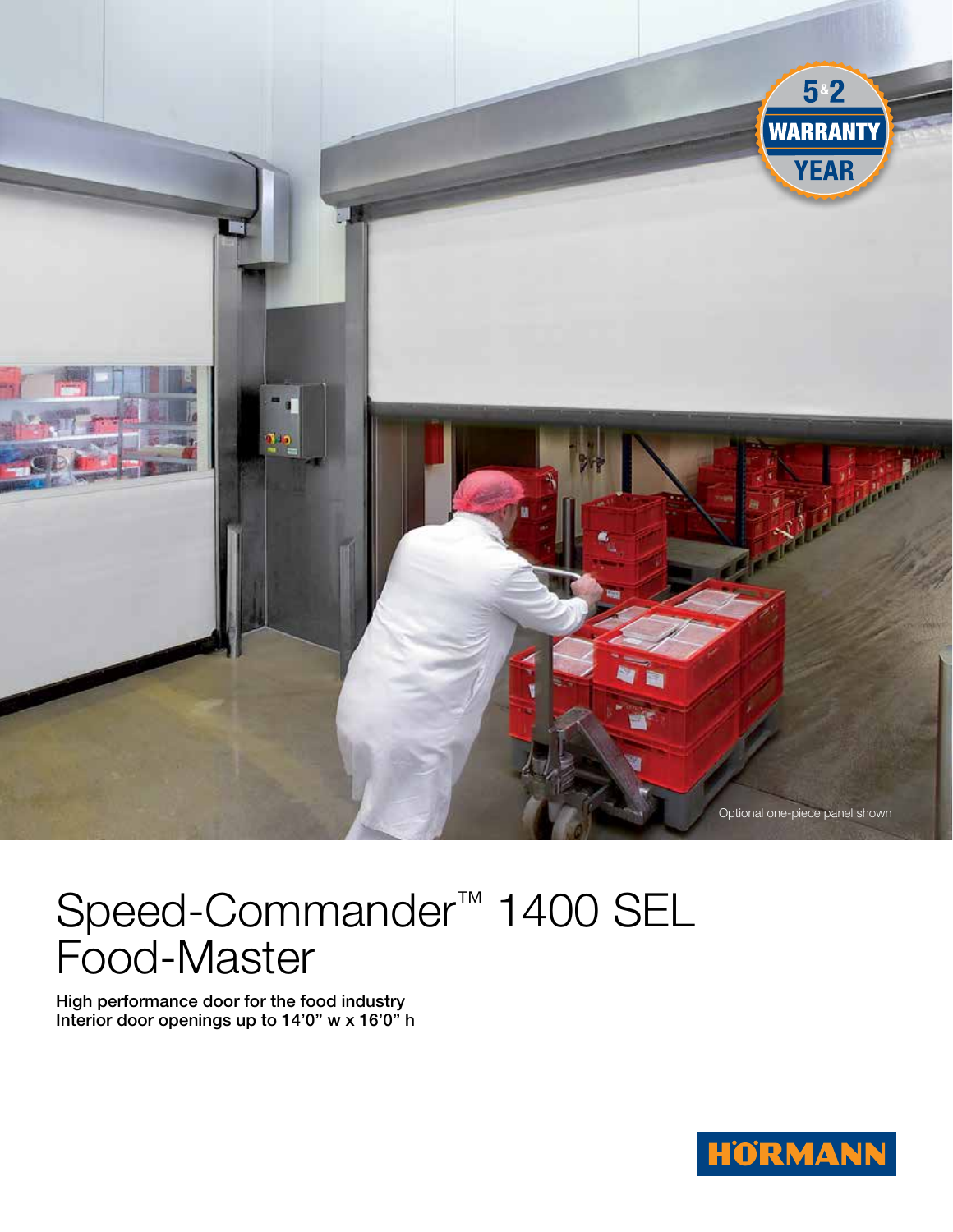5 & 2 YEAR WARRANTY

Optional one-piece panel shown

# Speed-Commander™ 1400 SEL Food-Master

**High performance door for the food industry**
**Interior door openings up to 14'0" w x 16'0" h**

HÖRMANN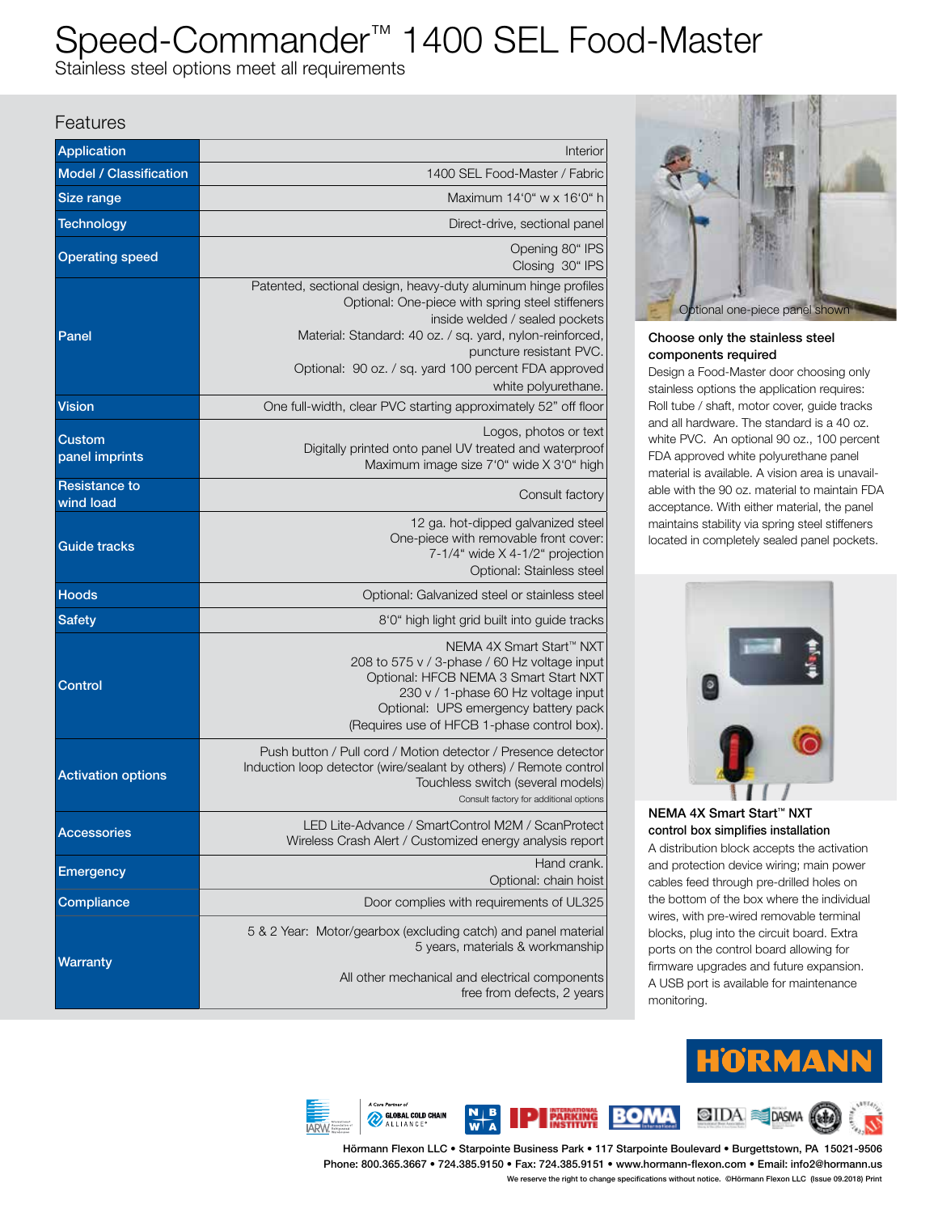# Speed-Commander™ 1400 SEL Food-Master

Stainless steel options meet all requirements

## Features

| | |
|---|---|
| Application | Interior |
| Model / Classification | 1400 SEL Food-Master / Fabric |
| Size range | Maximum 14'0" w x 16'0" h |
| Technology | Direct-drive, sectional panel |
| Operating speed | Opening 80" IPS<br>Closing 30" IPS |
| Panel | Patented, sectional design, heavy-duty aluminum hinge profiles<br>Optional: One-piece with spring steel stiffeners inside welded / sealed pockets<br>Material: Standard: 40 oz. / sq. yard, nylon-reinforced, puncture resistant PVC.<br>Optional: 90 oz. / sq. yard 100 percent FDA approved white polyurethane. |
| Vision | One full-width, clear PVC starting approximately 52" off floor |
| Custom panel imprints | Logos, photos or text<br>Digitally printed onto panel UV treated and waterproof<br>Maximum image size 7'0" wide X 3'0" high |
| Resistance to wind load | Consult factory |
| Guide tracks | 12 ga. hot-dipped galvanized steel<br>One-piece with removable front cover: 7-1/4" wide X 4-1/2" projection<br>Optional: Stainless steel |
| Hoods | Optional: Galvanized steel or stainless steel |
| Safety | 8'0" high light grid built into guide tracks |
| Control | NEMA 4X Smart Start™ NXT<br>208 to 575 v / 3-phase / 60 Hz voltage input<br>Optional: HFCB NEMA 3 Smart Start NXT<br>230 v / 1-phase 60 Hz voltage input<br>Optional: UPS emergency battery pack<br>(Requires use of HFCB 1-phase control box). |
| Activation options | Push button / Pull cord / Motion detector / Presence detector<br>Induction loop detector (wire/sealant by others) / Remote control<br>Touchless switch (several models)<br>Consult factory for additional options |
| Accessories | LED Lite-Advance / SmartControl M2M / ScanProtect<br>Wireless Crash Alert / Customized energy analysis report |
| Emergency | Hand crank.<br>Optional: chain hoist |
| Compliance | Door complies with requirements of UL325 |
| Warranty | 5 & 2 Year: Motor/gearbox (excluding catch) and panel material<br>5 years, materials & workmanship<br><br>All other mechanical and electrical components free from defects, 2 years |

Optional one-piece panel shown

**Choose only the stainless steel components required**

Design a Food-Master door choosing only stainless options the application requires: Roll tube / shaft, motor cover, guide tracks and all hardware. The standard is a 40 oz. white PVC. An optional 90 oz., 100 percent FDA approved white polyurethane panel material is available. A vision area is unavailable with the 90 oz. material to maintain FDA acceptance. With either material, the panel maintains stability via spring steel stiffeners located in completely sealed panel pockets.

**NEMA 4X Smart Start™ NXT control box simplifies installation**

A distribution block accepts the activation and protection device wiring; main power cables feed through pre-drilled holes on the bottom of the box where the individual wires, with pre-wired removable terminal blocks, plug into the circuit board. Extra ports on the control board allowing for firmware upgrades and future expansion. A USB port is available for maintenance monitoring.

HÖRMANN

Hörmann Flexon LLC • Starpointe Business Park • 117 Starpointe Boulevard • Burgettstown, PA 15021-9506
Phone: 800.365.3667 • 724.385.9150 • Fax: 724.385.9151 • www.hormann-flexon.com • Email: info2@hormann.us

We reserve the right to change specifications without notice. ©Hörmann Flexon LLC (Issue 09.2018) Print